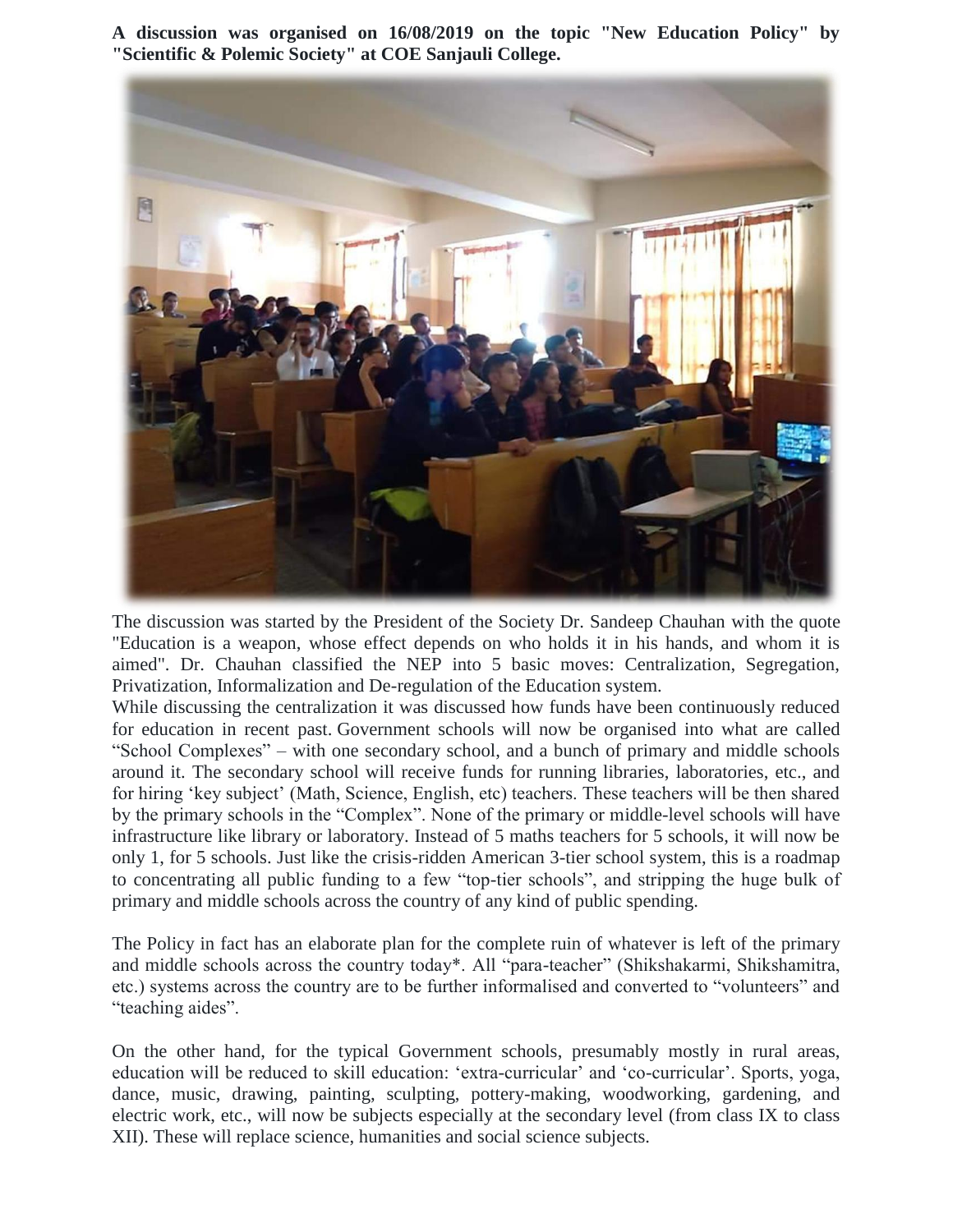**A discussion was organised on 16/08/2019 on the topic "New Education Policy" by "Scientific & Polemic Society" at COE Sanjauli College.**

The discussion was started by the President of the Society Dr. Sandeep Chauhan with the quote "Education is a weapon, whose effect depends on who holds it in his hands, and whom it is aimed". Dr. Chauhan classified the NEP into 5 basic moves: Centralization, Segregation, Privatization, Informalization and De-regulation of the Education system.

While discussing the centralization it was discussed how funds have been continuously reduced for education in recent past. Government schools will now be organised into what are called "School Complexes" – with one secondary school, and a bunch of primary and middle schools around it. The secondary school will receive funds for running libraries, laboratories, etc., and for hiring 'key subject' (Math, Science, English, etc) teachers. These teachers will be then shared by the primary schools in the "Complex". None of the primary or middle-level schools will have infrastructure like library or laboratory. Instead of 5 maths teachers for 5 schools, it will now be only 1, for 5 schools. Just like the crisis-ridden American 3-tier school system, this is a roadmap to concentrating all public funding to a few "top-tier schools", and stripping the huge bulk of primary and middle schools across the country of any kind of public spending.

The Policy in fact has an elaborate plan for the complete ruin of whatever is left of the primary and middle schools across the country today*. All "para-teacher" (Shikshakarmi, Shikshamitra, etc.) systems across the country are to be further informalised and converted to "volunteers" and "teaching aides".

On the other hand, for the typical Government schools, presumably mostly in rural areas, education will be reduced to skill education: 'extra-curricular' and 'co-curricular'. Sports, yoga, dance, music, drawing, painting, sculpting, pottery-making, woodworking, gardening, and electric work, etc., will now be subjects especially at the secondary level (from class IX to class XII). These will replace science, humanities and social science subjects.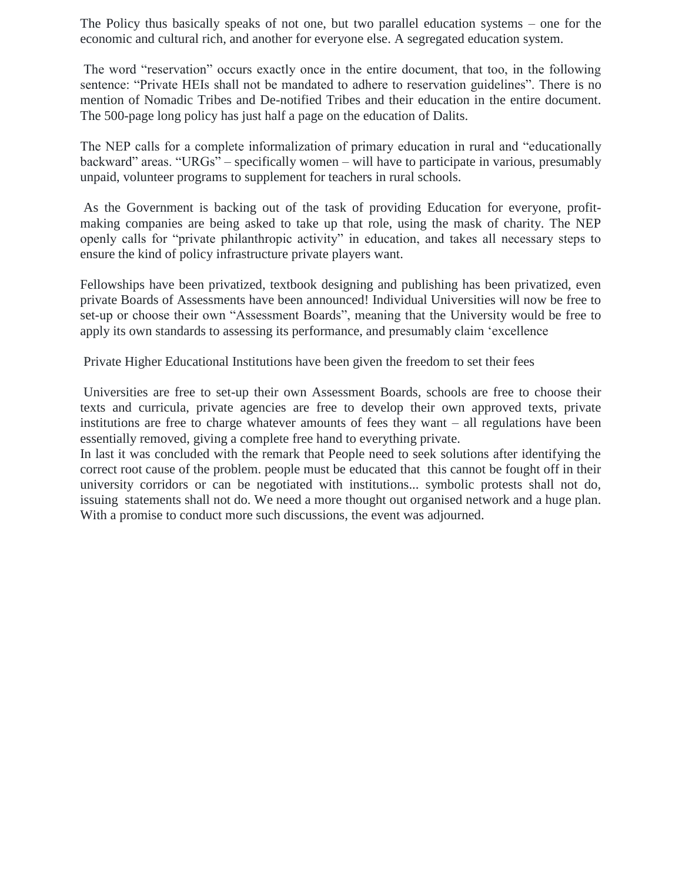The Policy thus basically speaks of not one, but two parallel education systems – one for the economic and cultural rich, and another for everyone else. A segregated education system.

The word "reservation" occurs exactly once in the entire document, that too, in the following sentence: "Private HEIs shall not be mandated to adhere to reservation guidelines". There is no mention of Nomadic Tribes and De-notified Tribes and their education in the entire document. The 500-page long policy has just half a page on the education of Dalits.

The NEP calls for a complete informalization of primary education in rural and "educationally backward" areas. "URGs" – specifically women – will have to participate in various, presumably unpaid, volunteer programs to supplement for teachers in rural schools.

As the Government is backing out of the task of providing Education for everyone, profit-making companies are being asked to take up that role, using the mask of charity. The NEP openly calls for "private philanthropic activity" in education, and takes all necessary steps to ensure the kind of policy infrastructure private players want.

Fellowships have been privatized, textbook designing and publishing has been privatized, even private Boards of Assessments have been announced! Individual Universities will now be free to set-up or choose their own "Assessment Boards", meaning that the University would be free to apply its own standards to assessing its performance, and presumably claim 'excellence

Private Higher Educational Institutions have been given the freedom to set their fees

Universities are free to set-up their own Assessment Boards, schools are free to choose their texts and curricula, private agencies are free to develop their own approved texts, private institutions are free to charge whatever amounts of fees they want – all regulations have been essentially removed, giving a complete free hand to everything private.
In last it was concluded with the remark that People need to seek solutions after identifying the correct root cause of the problem. people must be educated that this cannot be fought off in their university corridors or can be negotiated with institutions... symbolic protests shall not do, issuing statements shall not do. We need a more thought out organised network and a huge plan. With a promise to conduct more such discussions, the event was adjourned.